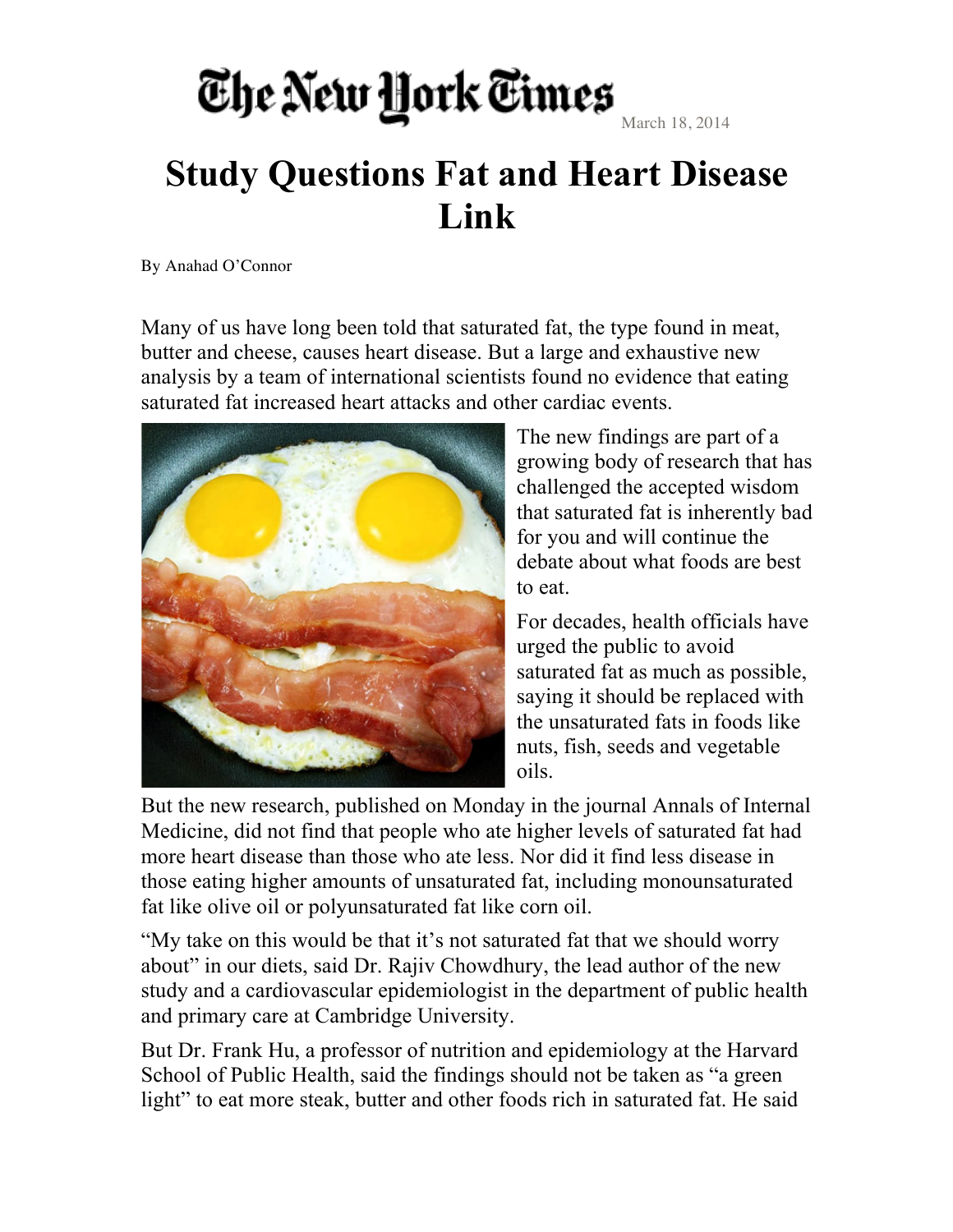The New York Times

March 18, 2014

# Study Questions Fat and Heart Disease Link

By Anahad O'Connor

Many of us have long been told that saturated fat, the type found in meat, butter and cheese, causes heart disease. But a large and exhaustive new analysis by a team of international scientists found no evidence that eating saturated fat increased heart attacks and other cardiac events.

The new findings are part of a growing body of research that has challenged the accepted wisdom that saturated fat is inherently bad for you and will continue the debate about what foods are best to eat.

For decades, health officials have urged the public to avoid saturated fat as much as possible, saying it should be replaced with the unsaturated fats in foods like nuts, fish, seeds and vegetable oils.

But the new research, published on Monday in the journal Annals of Internal Medicine, did not find that people who ate higher levels of saturated fat had more heart disease than those who ate less. Nor did it find less disease in those eating higher amounts of unsaturated fat, including monounsaturated fat like olive oil or polyunsaturated fat like corn oil.

"My take on this would be that it's not saturated fat that we should worry about" in our diets, said Dr. Rajiv Chowdhury, the lead author of the new study and a cardiovascular epidemiologist in the department of public health and primary care at Cambridge University.

But Dr. Frank Hu, a professor of nutrition and epidemiology at the Harvard School of Public Health, said the findings should not be taken as "a green light" to eat more steak, butter and other foods rich in saturated fat. He said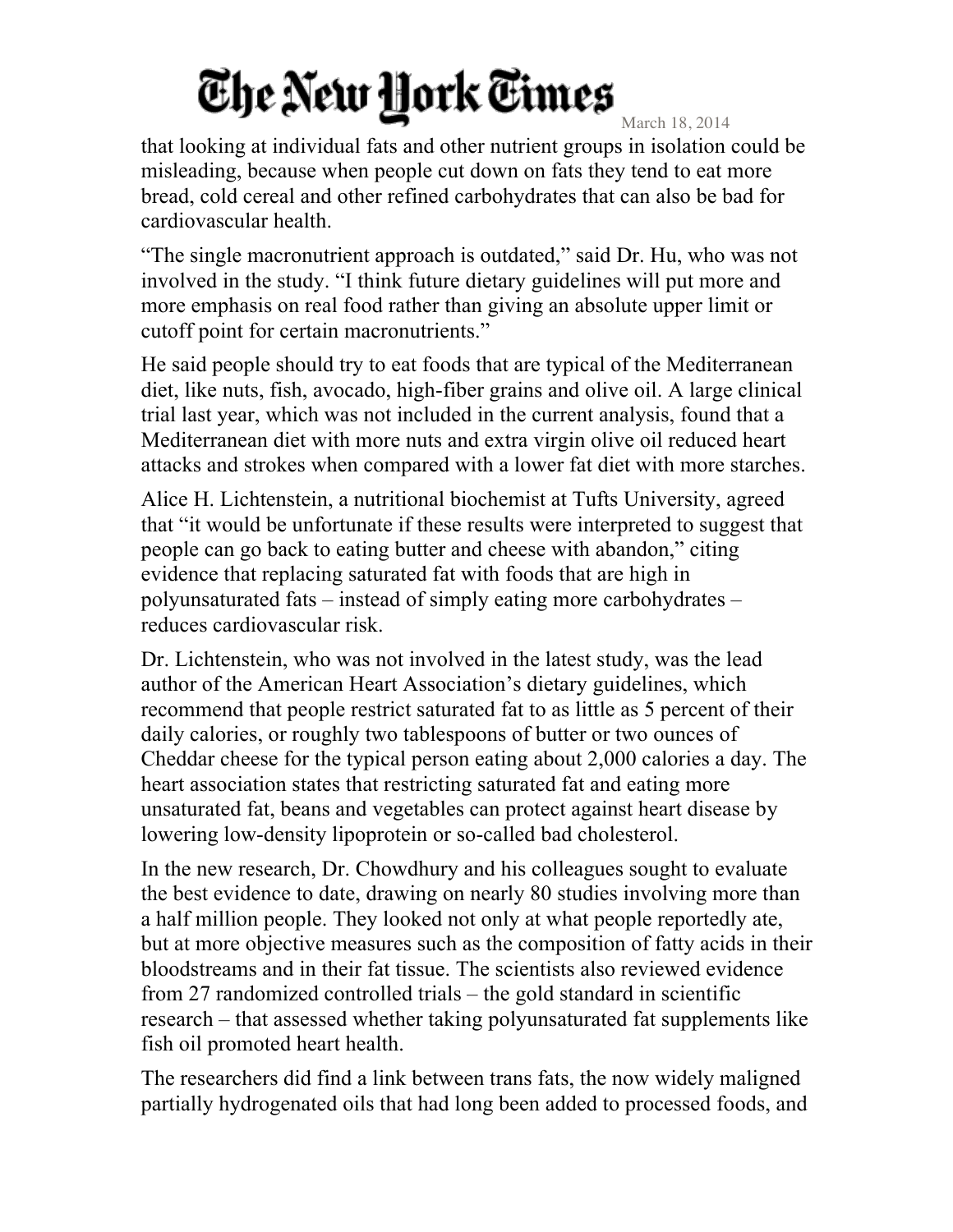that looking at individual fats and other nutrient groups in isolation could be misleading, because when people cut down on fats they tend to eat more bread, cold cereal and other refined carbohydrates that can also be bad for cardiovascular health.

“The single macronutrient approach is outdated,” said Dr. Hu, who was not involved in the study. “I think future dietary guidelines will put more and more emphasis on real food rather than giving an absolute upper limit or cutoff point for certain macronutrients.”

He said people should try to eat foods that are typical of the Mediterranean diet, like nuts, fish, avocado, high-fiber grains and olive oil. A large clinical trial last year, which was not included in the current analysis, found that a Mediterranean diet with more nuts and extra virgin olive oil reduced heart attacks and strokes when compared with a lower fat diet with more starches.

Alice H. Lichtenstein, a nutritional biochemist at Tufts University, agreed that “it would be unfortunate if these results were interpreted to suggest that people can go back to eating butter and cheese with abandon,” citing evidence that replacing saturated fat with foods that are high in polyunsaturated fats – instead of simply eating more carbohydrates – reduces cardiovascular risk.

Dr. Lichtenstein, who was not involved in the latest study, was the lead author of the American Heart Association’s dietary guidelines, which recommend that people restrict saturated fat to as little as 5 percent of their daily calories, or roughly two tablespoons of butter or two ounces of Cheddar cheese for the typical person eating about 2,000 calories a day. The heart association states that restricting saturated fat and eating more unsaturated fat, beans and vegetables can protect against heart disease by lowering low-density lipoprotein or so-called bad cholesterol.

In the new research, Dr. Chowdhury and his colleagues sought to evaluate the best evidence to date, drawing on nearly 80 studies involving more than a half million people. They looked not only at what people reportedly ate, but at more objective measures such as the composition of fatty acids in their bloodstreams and in their fat tissue. The scientists also reviewed evidence from 27 randomized controlled trials – the gold standard in scientific research – that assessed whether taking polyunsaturated fat supplements like fish oil promoted heart health.

The researchers did find a link between trans fats, the now widely maligned partially hydrogenated oils that had long been added to processed foods, and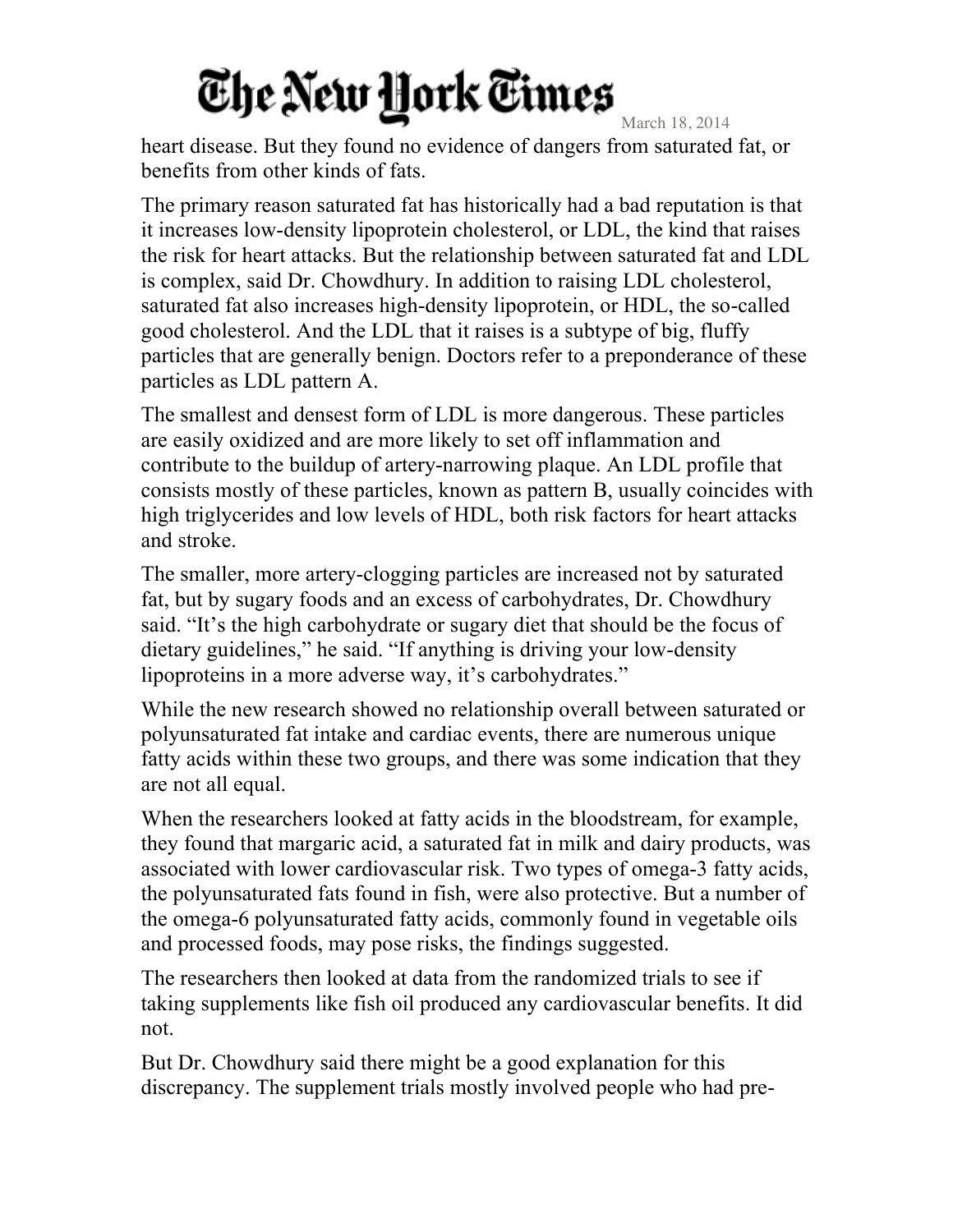heart disease. But they found no evidence of dangers from saturated fat, or benefits from other kinds of fats.

The primary reason saturated fat has historically had a bad reputation is that it increases low-density lipoprotein cholesterol, or LDL, the kind that raises the risk for heart attacks. But the relationship between saturated fat and LDL is complex, said Dr. Chowdhury. In addition to raising LDL cholesterol, saturated fat also increases high-density lipoprotein, or HDL, the so-called good cholesterol. And the LDL that it raises is a subtype of big, fluffy particles that are generally benign. Doctors refer to a preponderance of these particles as LDL pattern A.

The smallest and densest form of LDL is more dangerous. These particles are easily oxidized and are more likely to set off inflammation and contribute to the buildup of artery-narrowing plaque. An LDL profile that consists mostly of these particles, known as pattern B, usually coincides with high triglycerides and low levels of HDL, both risk factors for heart attacks and stroke.

The smaller, more artery-clogging particles are increased not by saturated fat, but by sugary foods and an excess of carbohydrates, Dr. Chowdhury said. "It's the high carbohydrate or sugary diet that should be the focus of dietary guidelines," he said. "If anything is driving your low-density lipoproteins in a more adverse way, it's carbohydrates."

While the new research showed no relationship overall between saturated or polyunsaturated fat intake and cardiac events, there are numerous unique fatty acids within these two groups, and there was some indication that they are not all equal.

When the researchers looked at fatty acids in the bloodstream, for example, they found that margaric acid, a saturated fat in milk and dairy products, was associated with lower cardiovascular risk. Two types of omega-3 fatty acids, the polyunsaturated fats found in fish, were also protective. But a number of the omega-6 polyunsaturated fatty acids, commonly found in vegetable oils and processed foods, may pose risks, the findings suggested.

The researchers then looked at data from the randomized trials to see if taking supplements like fish oil produced any cardiovascular benefits. It did not.

But Dr. Chowdhury said there might be a good explanation for this discrepancy. The supplement trials mostly involved people who had pre-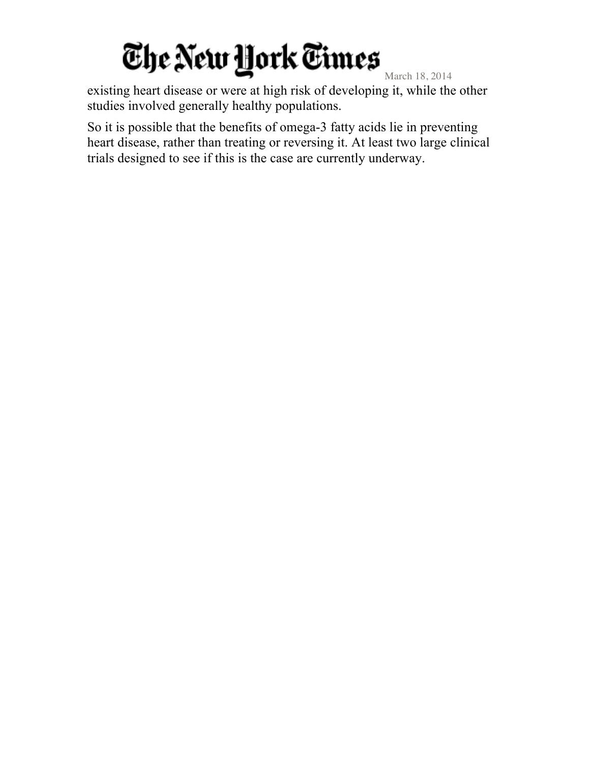existing heart disease or were at high risk of developing it, while the other studies involved generally healthy populations.

So it is possible that the benefits of omega-3 fatty acids lie in preventing heart disease, rather than treating or reversing it. At least two large clinical trials designed to see if this is the case are currently underway.